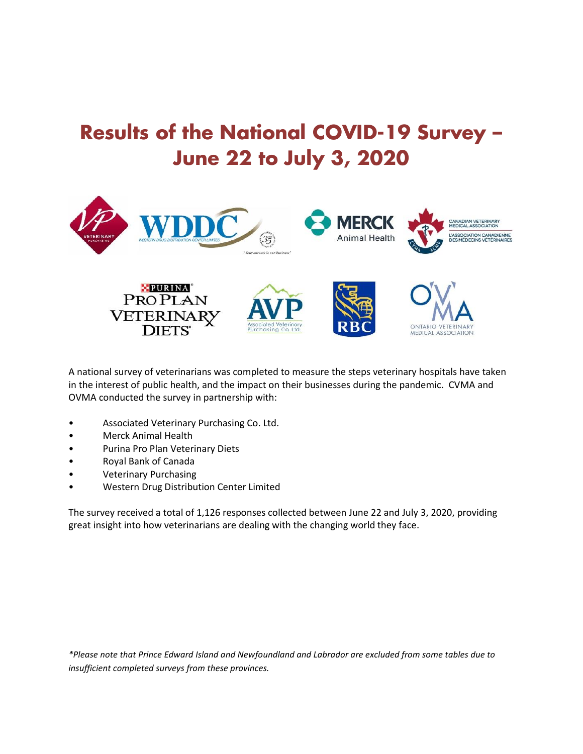# Results of the National COVID-19 Survey – June 22 to July 3, 2020

A national survey of veterinarians was completed to measure the steps veterinary hospitals have taken in the interest of public health, and the impact on their businesses during the pandemic. CVMA and OVMA conducted the survey in partnership with:

- Associated Veterinary Purchasing Co. Ltd.
- Merck Animal Health
- Purina Pro Plan Veterinary Diets
- Royal Bank of Canada
- Veterinary Purchasing
- Western Drug Distribution Center Limited

The survey received a total of 1,126 responses collected between June 22 and July 3, 2020, providing great insight into how veterinarians are dealing with the changing world they face.

*\*Please note that Prince Edward Island and Newfoundland and Labrador are excluded from some tables due to insufficient completed surveys from these provinces.*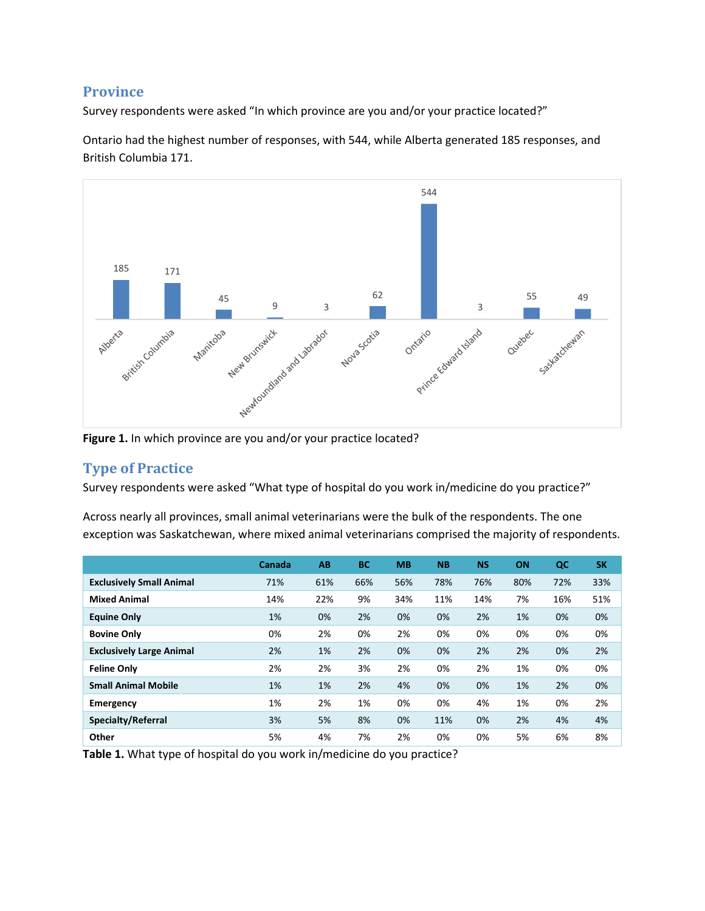## Province

Survey respondents were asked “In which province are you and/or your practice located?”

Ontario had the highest number of responses, with 544, while Alberta generated 185 responses, and British Columbia 171.

| Province | Responses |
|---|---|
| Alberta | 185 |
| British Columbia | 171 |
| Manitoba | 45 |
| New Brunswick | 9 |
| Newfoundland and Labrador | 3 |
| Nova Scotia | 62 |
| Ontario | 544 |
| Prince Edward Island | 3 |
| Quebec | 55 |
| Saskatchewan | 49 |

**Figure 1.** In which province are you and/or your practice located?

## Type of Practice

Survey respondents were asked “What type of hospital do you work in/medicine do you practice?”

Across nearly all provinces, small animal veterinarians were the bulk of the respondents. The one exception was Saskatchewan, where mixed animal veterinarians comprised the majority of respondents.

| | Canada | AB | BC | MB | NB | NS | ON | QC | SK |
|---|---|---|---|---|---|---|---|---|---|
| **Exclusively Small Animal** | 71% | 61% | 66% | 56% | 78% | 76% | 80% | 72% | 33% |
| **Mixed Animal** | 14% | 22% | 9% | 34% | 11% | 14% | 7% | 16% | 51% |
| **Equine Only** | 1% | 0% | 2% | 0% | 0% | 2% | 1% | 0% | 0% |
| **Bovine Only** | 0% | 2% | 0% | 2% | 0% | 0% | 0% | 0% | 0% |
| **Exclusively Large Animal** | 2% | 1% | 2% | 0% | 0% | 2% | 2% | 0% | 2% |
| **Feline Only** | 2% | 2% | 3% | 2% | 0% | 2% | 1% | 0% | 0% |
| **Small Animal Mobile** | 1% | 1% | 2% | 4% | 0% | 0% | 1% | 2% | 0% |
| **Emergency** | 1% | 2% | 1% | 0% | 0% | 4% | 1% | 0% | 2% |
| **Specialty/Referral** | 3% | 5% | 8% | 0% | 11% | 0% | 2% | 4% | 4% |
| **Other** | 5% | 4% | 7% | 2% | 0% | 0% | 5% | 6% | 8% |

**Table 1.** What type of hospital do you work in/medicine do you practice?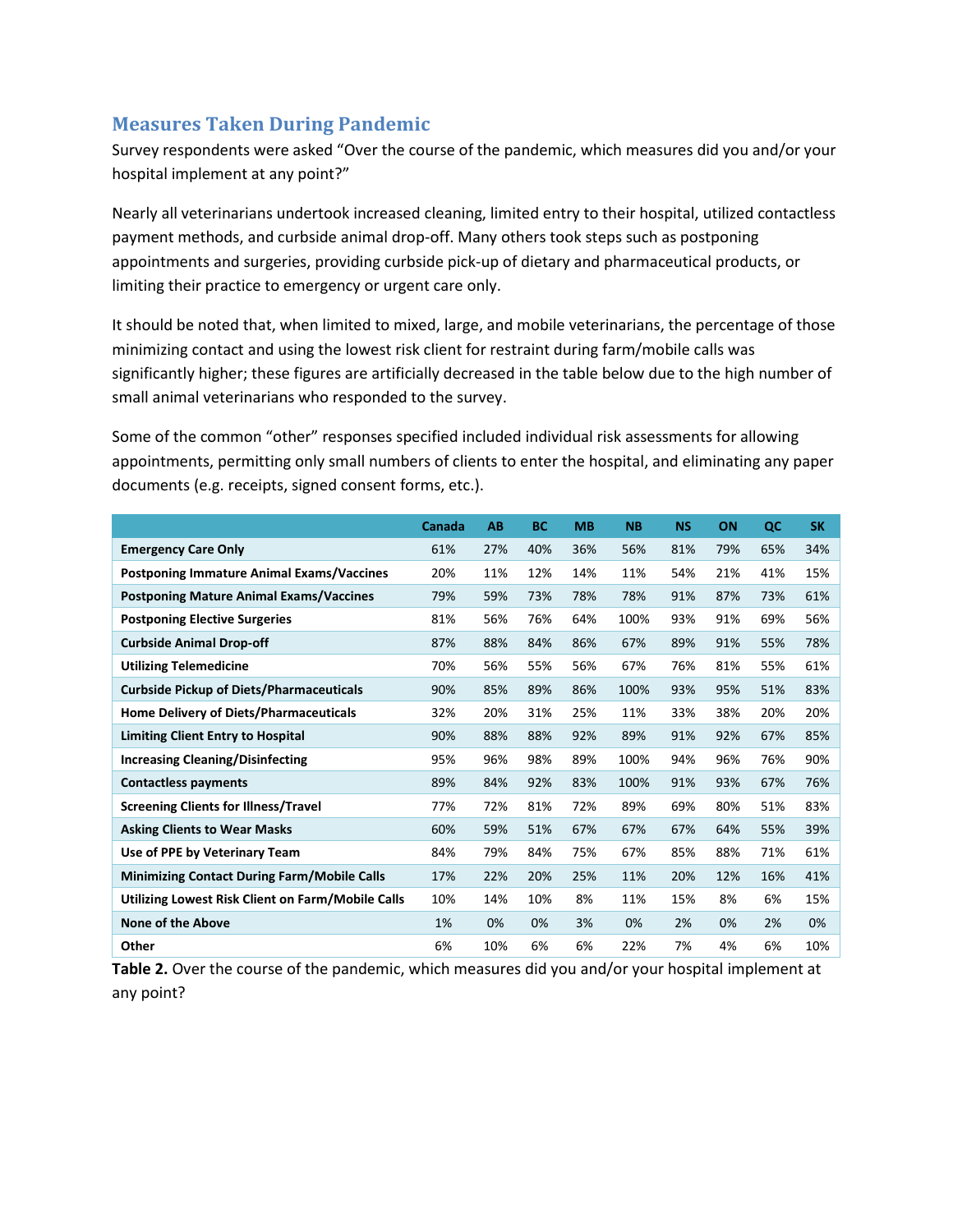## Measures Taken During Pandemic

Survey respondents were asked "Over the course of the pandemic, which measures did you and/or your hospital implement at any point?"

Nearly all veterinarians undertook increased cleaning, limited entry to their hospital, utilized contactless payment methods, and curbside animal drop-off. Many others took steps such as postponing appointments and surgeries, providing curbside pick-up of dietary and pharmaceutical products, or limiting their practice to emergency or urgent care only.

It should be noted that, when limited to mixed, large, and mobile veterinarians, the percentage of those minimizing contact and using the lowest risk client for restraint during farm/mobile calls was significantly higher; these figures are artificially decreased in the table below due to the high number of small animal veterinarians who responded to the survey.

Some of the common "other" responses specified included individual risk assessments for allowing appointments, permitting only small numbers of clients to enter the hospital, and eliminating any paper documents (e.g. receipts, signed consent forms, etc.).

| | Canada | AB | BC | MB | NB | NS | ON | QC | SK |
|---|---|---|---|---|---|---|---|---|---|
| **Emergency Care Only** | 61% | 27% | 40% | 36% | 56% | 81% | 79% | 65% | 34% |
| **Postponing Immature Animal Exams/Vaccines** | 20% | 11% | 12% | 14% | 11% | 54% | 21% | 41% | 15% |
| **Postponing Mature Animal Exams/Vaccines** | 79% | 59% | 73% | 78% | 78% | 91% | 87% | 73% | 61% |
| **Postponing Elective Surgeries** | 81% | 56% | 76% | 64% | 100% | 93% | 91% | 69% | 56% |
| **Curbside Animal Drop-off** | 87% | 88% | 84% | 86% | 67% | 89% | 91% | 55% | 78% |
| **Utilizing Telemedicine** | 70% | 56% | 55% | 56% | 67% | 76% | 81% | 55% | 61% |
| **Curbside Pickup of Diets/Pharmaceuticals** | 90% | 85% | 89% | 86% | 100% | 93% | 95% | 51% | 83% |
| **Home Delivery of Diets/Pharmaceuticals** | 32% | 20% | 31% | 25% | 11% | 33% | 38% | 20% | 20% |
| **Limiting Client Entry to Hospital** | 90% | 88% | 88% | 92% | 89% | 91% | 92% | 67% | 85% |
| **Increasing Cleaning/Disinfecting** | 95% | 96% | 98% | 89% | 100% | 94% | 96% | 76% | 90% |
| **Contactless payments** | 89% | 84% | 92% | 83% | 100% | 91% | 93% | 67% | 76% |
| **Screening Clients for Illness/Travel** | 77% | 72% | 81% | 72% | 89% | 69% | 80% | 51% | 83% |
| **Asking Clients to Wear Masks** | 60% | 59% | 51% | 67% | 67% | 67% | 64% | 55% | 39% |
| **Use of PPE by Veterinary Team** | 84% | 79% | 84% | 75% | 67% | 85% | 88% | 71% | 61% |
| **Minimizing Contact During Farm/Mobile Calls** | 17% | 22% | 20% | 25% | 11% | 20% | 12% | 16% | 41% |
| **Utilizing Lowest Risk Client on Farm/Mobile Calls** | 10% | 14% | 10% | 8% | 11% | 15% | 8% | 6% | 15% |
| **None of the Above** | 1% | 0% | 0% | 3% | 0% | 2% | 0% | 2% | 0% |
| **Other** | 6% | 10% | 6% | 6% | 22% | 7% | 4% | 6% | 10% |

**Table 2.** Over the course of the pandemic, which measures did you and/or your hospital implement at any point?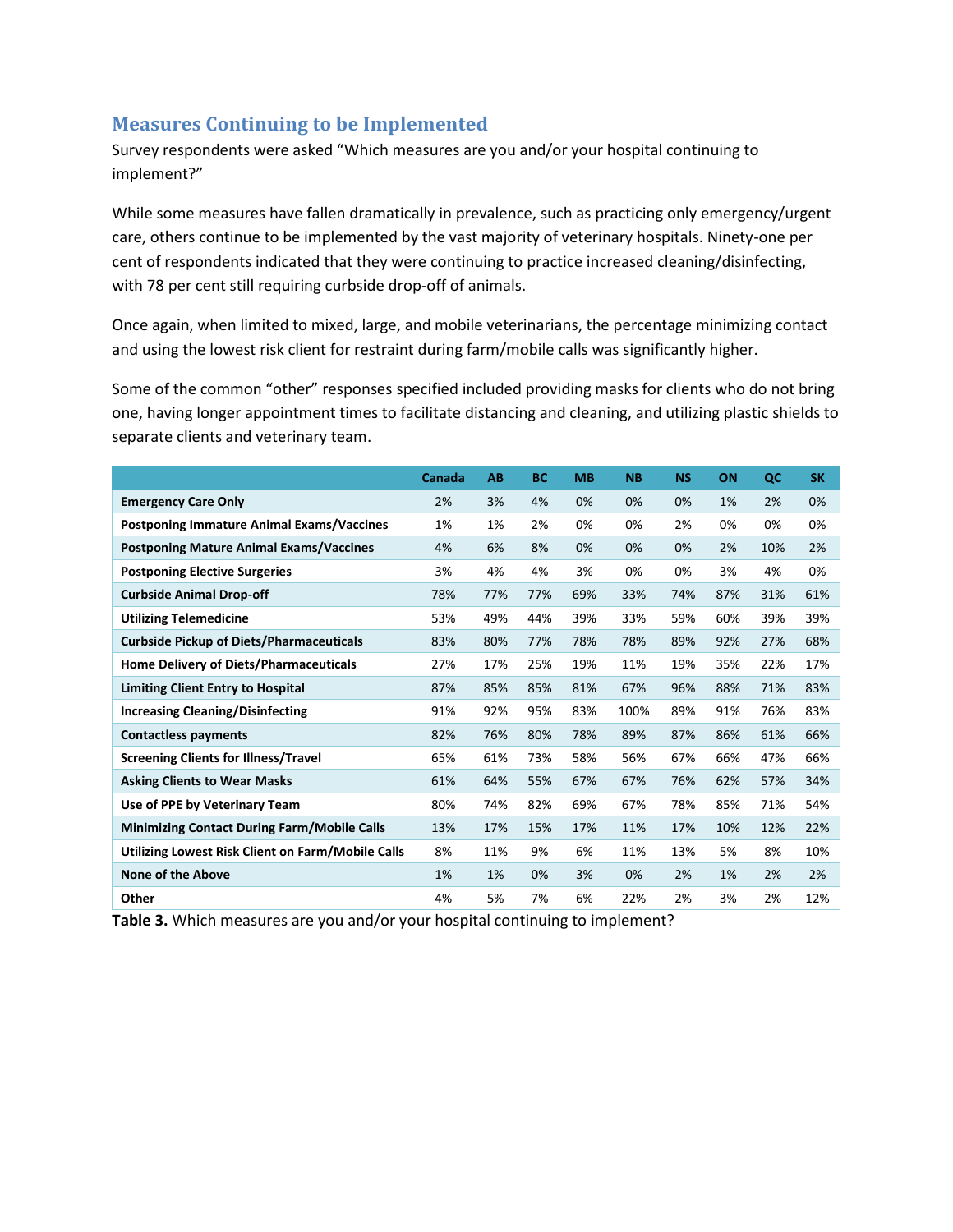## Measures Continuing to be Implemented

Survey respondents were asked "Which measures are you and/or your hospital continuing to implement?"

While some measures have fallen dramatically in prevalence, such as practicing only emergency/urgent care, others continue to be implemented by the vast majority of veterinary hospitals. Ninety-one per cent of respondents indicated that they were continuing to practice increased cleaning/disinfecting, with 78 per cent still requiring curbside drop-off of animals.

Once again, when limited to mixed, large, and mobile veterinarians, the percentage minimizing contact and using the lowest risk client for restraint during farm/mobile calls was significantly higher.

Some of the common "other" responses specified included providing masks for clients who do not bring one, having longer appointment times to facilitate distancing and cleaning, and utilizing plastic shields to separate clients and veterinary team.

| | Canada | AB | BC | MB | NB | NS | ON | QC | SK |
|---|---|---|---|---|---|---|---|---|---|
| **Emergency Care Only** | 2% | 3% | 4% | 0% | 0% | 0% | 1% | 2% | 0% |
| **Postponing Immature Animal Exams/Vaccines** | 1% | 1% | 2% | 0% | 0% | 2% | 0% | 0% | 0% |
| **Postponing Mature Animal Exams/Vaccines** | 4% | 6% | 8% | 0% | 0% | 0% | 2% | 10% | 2% |
| **Postponing Elective Surgeries** | 3% | 4% | 4% | 3% | 0% | 0% | 3% | 4% | 0% |
| **Curbside Animal Drop-off** | 78% | 77% | 77% | 69% | 33% | 74% | 87% | 31% | 61% |
| **Utilizing Telemedicine** | 53% | 49% | 44% | 39% | 33% | 59% | 60% | 39% | 39% |
| **Curbside Pickup of Diets/Pharmaceuticals** | 83% | 80% | 77% | 78% | 78% | 89% | 92% | 27% | 68% |
| **Home Delivery of Diets/Pharmaceuticals** | 27% | 17% | 25% | 19% | 11% | 19% | 35% | 22% | 17% |
| **Limiting Client Entry to Hospital** | 87% | 85% | 85% | 81% | 67% | 96% | 88% | 71% | 83% |
| **Increasing Cleaning/Disinfecting** | 91% | 92% | 95% | 83% | 100% | 89% | 91% | 76% | 83% |
| **Contactless payments** | 82% | 76% | 80% | 78% | 89% | 87% | 86% | 61% | 66% |
| **Screening Clients for Illness/Travel** | 65% | 61% | 73% | 58% | 56% | 67% | 66% | 47% | 66% |
| **Asking Clients to Wear Masks** | 61% | 64% | 55% | 67% | 67% | 76% | 62% | 57% | 34% |
| **Use of PPE by Veterinary Team** | 80% | 74% | 82% | 69% | 67% | 78% | 85% | 71% | 54% |
| **Minimizing Contact During Farm/Mobile Calls** | 13% | 17% | 15% | 17% | 11% | 17% | 10% | 12% | 22% |
| **Utilizing Lowest Risk Client on Farm/Mobile Calls** | 8% | 11% | 9% | 6% | 11% | 13% | 5% | 8% | 10% |
| **None of the Above** | 1% | 1% | 0% | 3% | 0% | 2% | 1% | 2% | 2% |
| **Other** | 4% | 5% | 7% | 6% | 22% | 2% | 3% | 2% | 12% |

**Table 3.** Which measures are you and/or your hospital continuing to implement?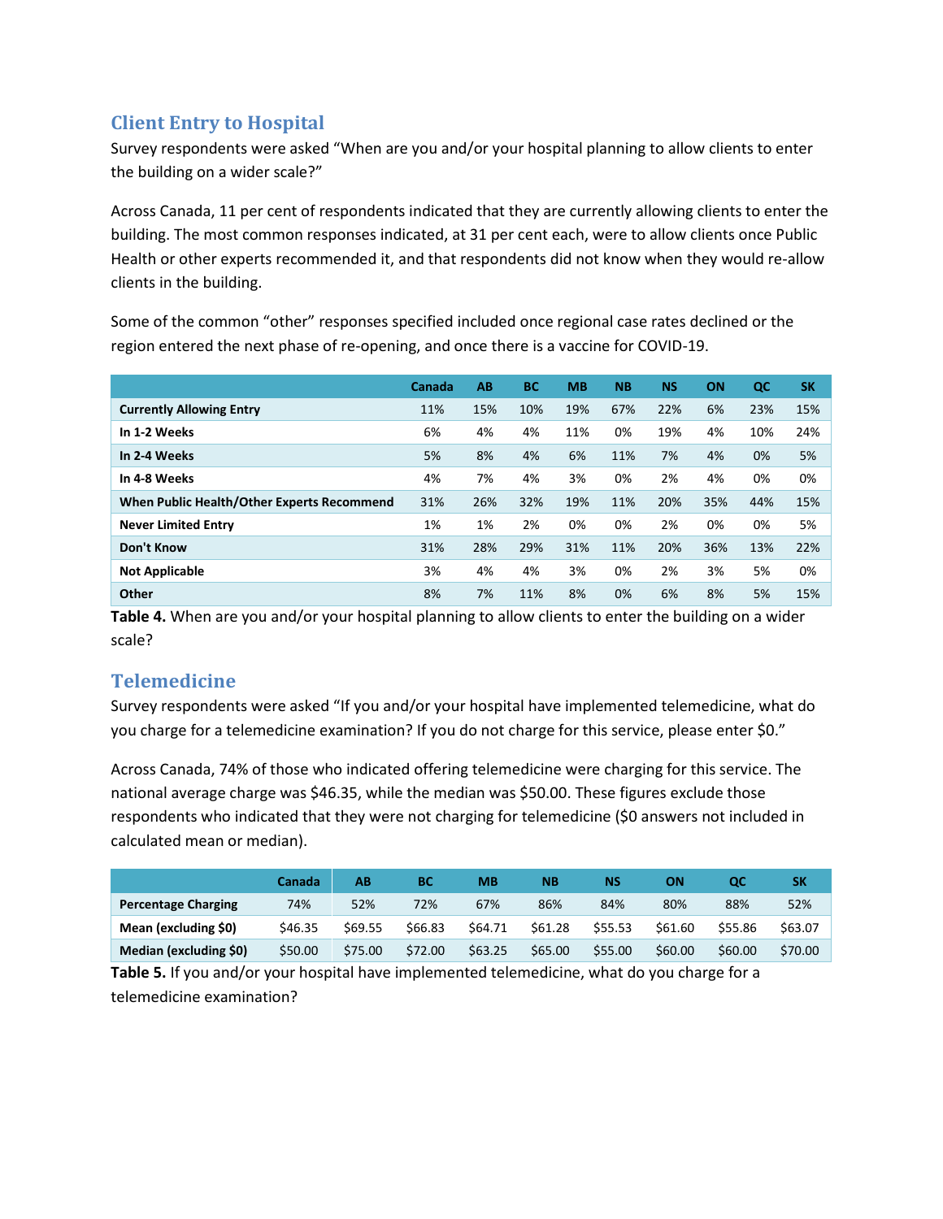## Client Entry to Hospital

Survey respondents were asked "When are you and/or your hospital planning to allow clients to enter the building on a wider scale?"

Across Canada, 11 per cent of respondents indicated that they are currently allowing clients to enter the building. The most common responses indicated, at 31 per cent each, were to allow clients once Public Health or other experts recommended it, and that respondents did not know when they would re-allow clients in the building.

Some of the common "other" responses specified included once regional case rates declined or the region entered the next phase of re-opening, and once there is a vaccine for COVID-19.

| | Canada | AB | BC | MB | NB | NS | ON | QC | SK |
|---|---|---|---|---|---|---|---|---|---|
| **Currently Allowing Entry** | 11% | 15% | 10% | 19% | 67% | 22% | 6% | 23% | 15% |
| **In 1-2 Weeks** | 6% | 4% | 4% | 11% | 0% | 19% | 4% | 10% | 24% |
| **In 2-4 Weeks** | 5% | 8% | 4% | 6% | 11% | 7% | 4% | 0% | 5% |
| **In 4-8 Weeks** | 4% | 7% | 4% | 3% | 0% | 2% | 4% | 0% | 0% |
| **When Public Health/Other Experts Recommend** | 31% | 26% | 32% | 19% | 11% | 20% | 35% | 44% | 15% |
| **Never Limited Entry** | 1% | 1% | 2% | 0% | 0% | 2% | 0% | 0% | 5% |
| **Don't Know** | 31% | 28% | 29% | 31% | 11% | 20% | 36% | 13% | 22% |
| **Not Applicable** | 3% | 4% | 4% | 3% | 0% | 2% | 3% | 5% | 0% |
| **Other** | 8% | 7% | 11% | 8% | 0% | 6% | 8% | 5% | 15% |

**Table 4.** When are you and/or your hospital planning to allow clients to enter the building on a wider scale?

## Telemedicine

Survey respondents were asked "If you and/or your hospital have implemented telemedicine, what do you charge for a telemedicine examination? If you do not charge for this service, please enter $0."

Across Canada, 74% of those who indicated offering telemedicine were charging for this service. The national average charge was $46.35, while the median was $50.00. These figures exclude those respondents who indicated that they were not charging for telemedicine ($0 answers not included in calculated mean or median).

| | Canada | AB | BC | MB | NB | NS | ON | QC | SK |
|---|---|---|---|---|---|---|---|---|---|
| **Percentage Charging** | 74% | 52% | 72% | 67% | 86% | 84% | 80% | 88% | 52% |
| **Mean (excluding $0)** | $46.35 | $69.55 | $66.83 | $64.71 | $61.28 | $55.53 | $61.60 | $55.86 | $63.07 |
| **Median (excluding $0)** | $50.00 | $75.00 | $72.00 | $63.25 | $65.00 | $55.00 | $60.00 | $60.00 | $70.00 |

**Table 5.** If you and/or your hospital have implemented telemedicine, what do you charge for a telemedicine examination?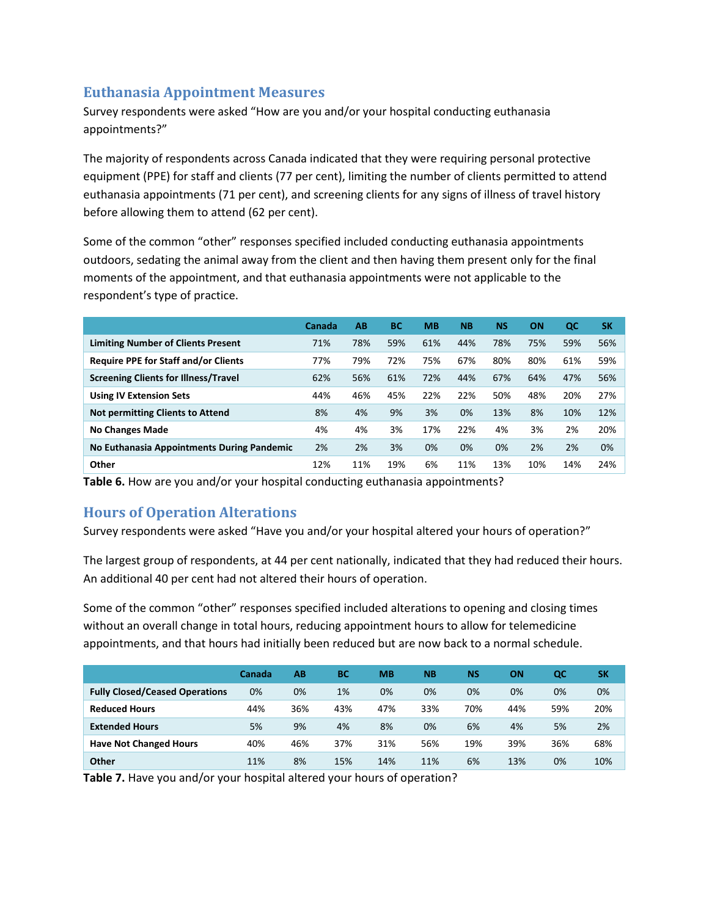## Euthanasia Appointment Measures

Survey respondents were asked "How are you and/or your hospital conducting euthanasia appointments?"

The majority of respondents across Canada indicated that they were requiring personal protective equipment (PPE) for staff and clients (77 per cent), limiting the number of clients permitted to attend euthanasia appointments (71 per cent), and screening clients for any signs of illness of travel history before allowing them to attend (62 per cent).

Some of the common "other" responses specified included conducting euthanasia appointments outdoors, sedating the animal away from the client and then having them present only for the final moments of the appointment, and that euthanasia appointments were not applicable to the respondent's type of practice.

| | Canada | AB | BC | MB | NB | NS | ON | QC | SK |
|---|---|---|---|---|---|---|---|---|---|
| **Limiting Number of Clients Present** | 71% | 78% | 59% | 61% | 44% | 78% | 75% | 59% | 56% |
| **Require PPE for Staff and/or Clients** | 77% | 79% | 72% | 75% | 67% | 80% | 80% | 61% | 59% |
| **Screening Clients for Illness/Travel** | 62% | 56% | 61% | 72% | 44% | 67% | 64% | 47% | 56% |
| **Using IV Extension Sets** | 44% | 46% | 45% | 22% | 22% | 50% | 48% | 20% | 27% |
| **Not permitting Clients to Attend** | 8% | 4% | 9% | 3% | 0% | 13% | 8% | 10% | 12% |
| **No Changes Made** | 4% | 4% | 3% | 17% | 22% | 4% | 3% | 2% | 20% |
| **No Euthanasia Appointments During Pandemic** | 2% | 2% | 3% | 0% | 0% | 0% | 2% | 2% | 0% |
| **Other** | 12% | 11% | 19% | 6% | 11% | 13% | 10% | 14% | 24% |

**Table 6.** How are you and/or your hospital conducting euthanasia appointments?

## Hours of Operation Alterations

Survey respondents were asked "Have you and/or your hospital altered your hours of operation?"

The largest group of respondents, at 44 per cent nationally, indicated that they had reduced their hours. An additional 40 per cent had not altered their hours of operation.

Some of the common "other" responses specified included alterations to opening and closing times without an overall change in total hours, reducing appointment hours to allow for telemedicine appointments, and that hours had initially been reduced but are now back to a normal schedule.

| | Canada | AB | BC | MB | NB | NS | ON | QC | SK |
|---|---|---|---|---|---|---|---|---|---|
| **Fully Closed/Ceased Operations** | 0% | 0% | 1% | 0% | 0% | 0% | 0% | 0% | 0% |
| **Reduced Hours** | 44% | 36% | 43% | 47% | 33% | 70% | 44% | 59% | 20% |
| **Extended Hours** | 5% | 9% | 4% | 8% | 0% | 6% | 4% | 5% | 2% |
| **Have Not Changed Hours** | 40% | 46% | 37% | 31% | 56% | 19% | 39% | 36% | 68% |
| **Other** | 11% | 8% | 15% | 14% | 11% | 6% | 13% | 0% | 10% |

**Table 7.** Have you and/or your hospital altered your hours of operation?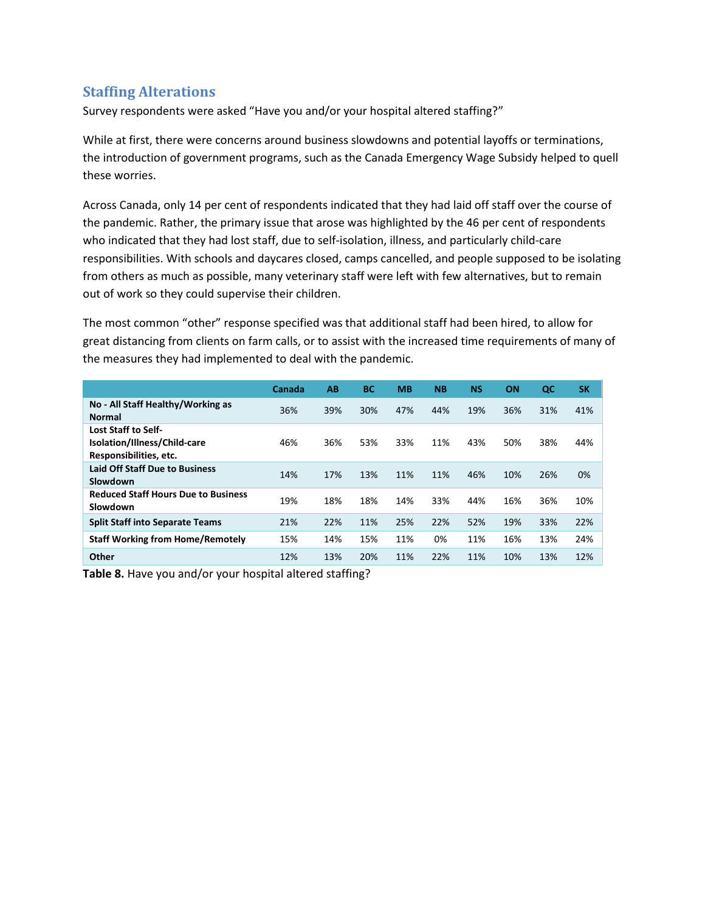## Staffing Alterations

Survey respondents were asked "Have you and/or your hospital altered staffing?"

While at first, there were concerns around business slowdowns and potential layoffs or terminations, the introduction of government programs, such as the Canada Emergency Wage Subsidy helped to quell these worries.

Across Canada, only 14 per cent of respondents indicated that they had laid off staff over the course of the pandemic. Rather, the primary issue that arose was highlighted by the 46 per cent of respondents who indicated that they had lost staff, due to self-isolation, illness, and particularly child-care responsibilities. With schools and daycares closed, camps cancelled, and people supposed to be isolating from others as much as possible, many veterinary staff were left with few alternatives, but to remain out of work so they could supervise their children.

The most common "other" response specified was that additional staff had been hired, to allow for great distancing from clients on farm calls, or to assist with the increased time requirements of many of the measures they had implemented to deal with the pandemic.

| | Canada | AB | BC | MB | NB | NS | ON | QC | SK |
|---|---|---|---|---|---|---|---|---|---|
| **No - All Staff Healthy/Working as Normal** | 36% | 39% | 30% | 47% | 44% | 19% | 36% | 31% | 41% |
| **Lost Staff to Self-Isolation/Illness/Child-care Responsibilities, etc.** | 46% | 36% | 53% | 33% | 11% | 43% | 50% | 38% | 44% |
| **Laid Off Staff Due to Business Slowdown** | 14% | 17% | 13% | 11% | 11% | 46% | 10% | 26% | 0% |
| **Reduced Staff Hours Due to Business Slowdown** | 19% | 18% | 18% | 14% | 33% | 44% | 16% | 36% | 10% |
| **Split Staff into Separate Teams** | 21% | 22% | 11% | 25% | 22% | 52% | 19% | 33% | 22% |
| **Staff Working from Home/Remotely** | 15% | 14% | 15% | 11% | 0% | 11% | 16% | 13% | 24% |
| **Other** | 12% | 13% | 20% | 11% | 22% | 11% | 10% | 13% | 12% |

**Table 8.** Have you and/or your hospital altered staffing?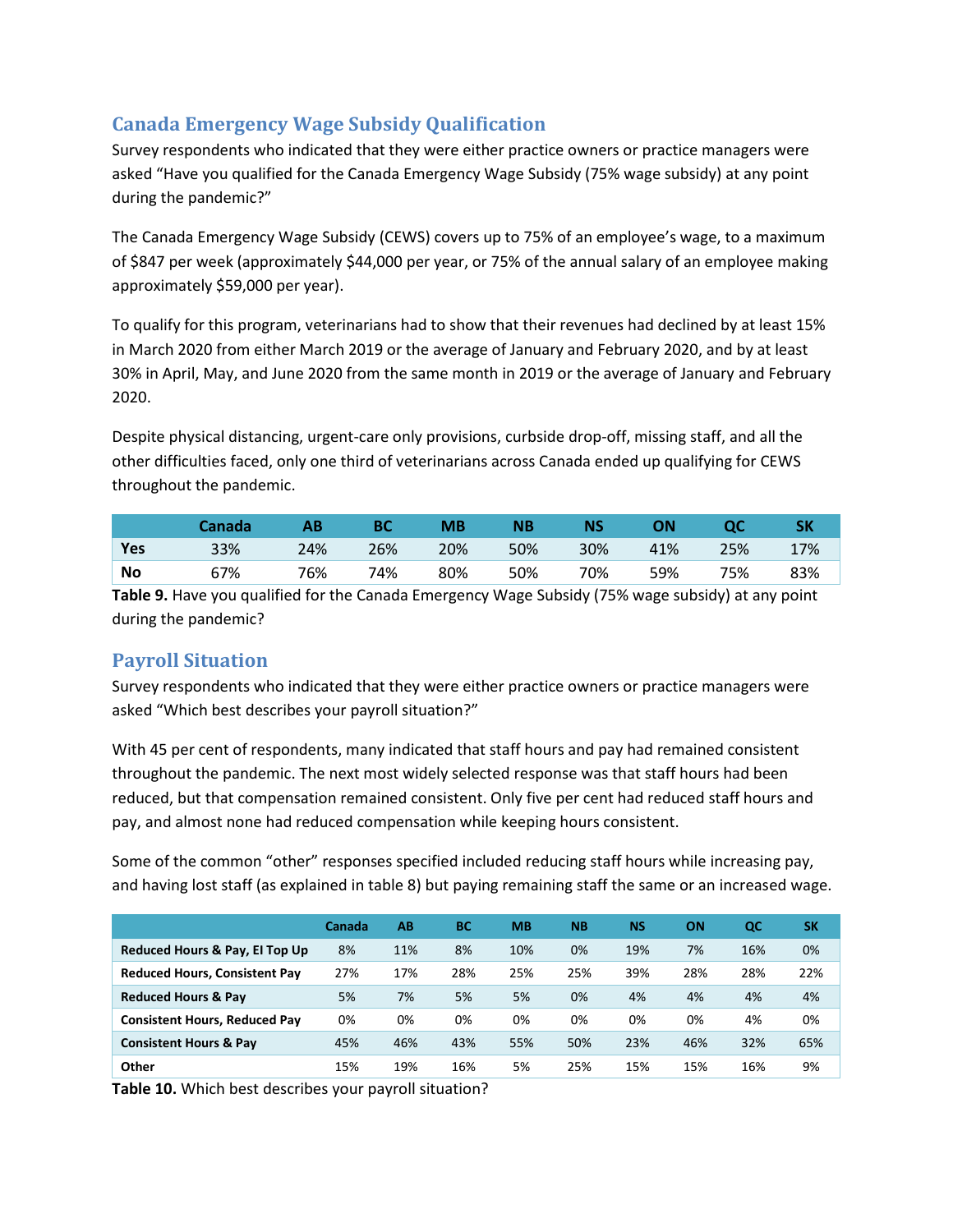## Canada Emergency Wage Subsidy Qualification

Survey respondents who indicated that they were either practice owners or practice managers were asked "Have you qualified for the Canada Emergency Wage Subsidy (75% wage subsidy) at any point during the pandemic?"

The Canada Emergency Wage Subsidy (CEWS) covers up to 75% of an employee's wage, to a maximum of $847 per week (approximately $44,000 per year, or 75% of the annual salary of an employee making approximately $59,000 per year).

To qualify for this program, veterinarians had to show that their revenues had declined by at least 15% in March 2020 from either March 2019 or the average of January and February 2020, and by at least 30% in April, May, and June 2020 from the same month in 2019 or the average of January and February 2020.

Despite physical distancing, urgent-care only provisions, curbside drop-off, missing staff, and all the other difficulties faced, only one third of veterinarians across Canada ended up qualifying for CEWS throughout the pandemic.

| | Canada | AB | BC | MB | NB | NS | ON | QC | SK |
|---|---|---|---|---|---|---|---|---|---|
| **Yes** | 33% | 24% | 26% | 20% | 50% | 30% | 41% | 25% | 17% |
| **No** | 67% | 76% | 74% | 80% | 50% | 70% | 59% | 75% | 83% |

**Table 9.** Have you qualified for the Canada Emergency Wage Subsidy (75% wage subsidy) at any point during the pandemic?

## Payroll Situation

Survey respondents who indicated that they were either practice owners or practice managers were asked "Which best describes your payroll situation?"

With 45 per cent of respondents, many indicated that staff hours and pay had remained consistent throughout the pandemic. The next most widely selected response was that staff hours had been reduced, but that compensation remained consistent. Only five per cent had reduced staff hours and pay, and almost none had reduced compensation while keeping hours consistent.

Some of the common "other" responses specified included reducing staff hours while increasing pay, and having lost staff (as explained in table 8) but paying remaining staff the same or an increased wage.

| | Canada | AB | BC | MB | NB | NS | ON | QC | SK |
|---|---|---|---|---|---|---|---|---|---|
| **Reduced Hours & Pay, EI Top Up** | 8% | 11% | 8% | 10% | 0% | 19% | 7% | 16% | 0% |
| **Reduced Hours, Consistent Pay** | 27% | 17% | 28% | 25% | 25% | 39% | 28% | 28% | 22% |
| **Reduced Hours & Pay** | 5% | 7% | 5% | 5% | 0% | 4% | 4% | 4% | 4% |
| **Consistent Hours, Reduced Pay** | 0% | 0% | 0% | 0% | 0% | 0% | 0% | 4% | 0% |
| **Consistent Hours & Pay** | 45% | 46% | 43% | 55% | 50% | 23% | 46% | 32% | 65% |
| **Other** | 15% | 19% | 16% | 5% | 25% | 15% | 15% | 16% | 9% |

**Table 10.** Which best describes your payroll situation?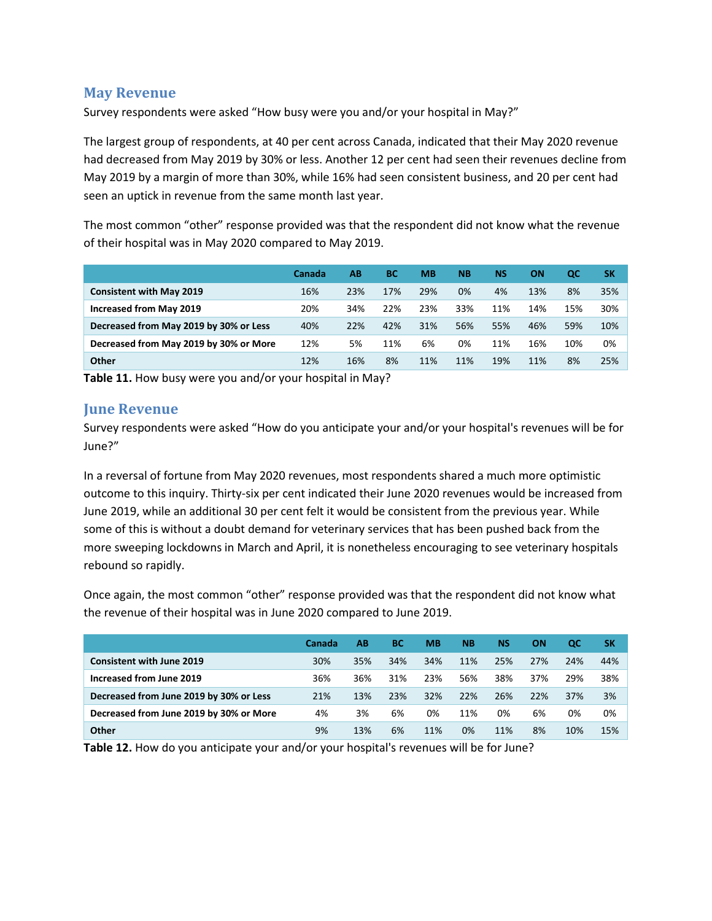## May Revenue

Survey respondents were asked "How busy were you and/or your hospital in May?"

The largest group of respondents, at 40 per cent across Canada, indicated that their May 2020 revenue had decreased from May 2019 by 30% or less. Another 12 per cent had seen their revenues decline from May 2019 by a margin of more than 30%, while 16% had seen consistent business, and 20 per cent had seen an uptick in revenue from the same month last year.

The most common "other" response provided was that the respondent did not know what the revenue of their hospital was in May 2020 compared to May 2019.

| | Canada | AB | BC | MB | NB | NS | ON | QC | SK |
|---|---|---|---|---|---|---|---|---|---|
| **Consistent with May 2019** | 16% | 23% | 17% | 29% | 0% | 4% | 13% | 8% | 35% |
| **Increased from May 2019** | 20% | 34% | 22% | 23% | 33% | 11% | 14% | 15% | 30% |
| **Decreased from May 2019 by 30% or Less** | 40% | 22% | 42% | 31% | 56% | 55% | 46% | 59% | 10% |
| **Decreased from May 2019 by 30% or More** | 12% | 5% | 11% | 6% | 0% | 11% | 16% | 10% | 0% |
| **Other** | 12% | 16% | 8% | 11% | 11% | 19% | 11% | 8% | 25% |

**Table 11.** How busy were you and/or your hospital in May?

## June Revenue

Survey respondents were asked "How do you anticipate your and/or your hospital's revenues will be for June?"

In a reversal of fortune from May 2020 revenues, most respondents shared a much more optimistic outcome to this inquiry. Thirty-six per cent indicated their June 2020 revenues would be increased from June 2019, while an additional 30 per cent felt it would be consistent from the previous year. While some of this is without a doubt demand for veterinary services that has been pushed back from the more sweeping lockdowns in March and April, it is nonetheless encouraging to see veterinary hospitals rebound so rapidly.

Once again, the most common "other" response provided was that the respondent did not know what the revenue of their hospital was in June 2020 compared to June 2019.

| | Canada | AB | BC | MB | NB | NS | ON | QC | SK |
|---|---|---|---|---|---|---|---|---|---|
| **Consistent with June 2019** | 30% | 35% | 34% | 34% | 11% | 25% | 27% | 24% | 44% |
| **Increased from June 2019** | 36% | 36% | 31% | 23% | 56% | 38% | 37% | 29% | 38% |
| **Decreased from June 2019 by 30% or Less** | 21% | 13% | 23% | 32% | 22% | 26% | 22% | 37% | 3% |
| **Decreased from June 2019 by 30% or More** | 4% | 3% | 6% | 0% | 11% | 0% | 6% | 0% | 0% |
| **Other** | 9% | 13% | 6% | 11% | 0% | 11% | 8% | 10% | 15% |

**Table 12.** How do you anticipate your and/or your hospital's revenues will be for June?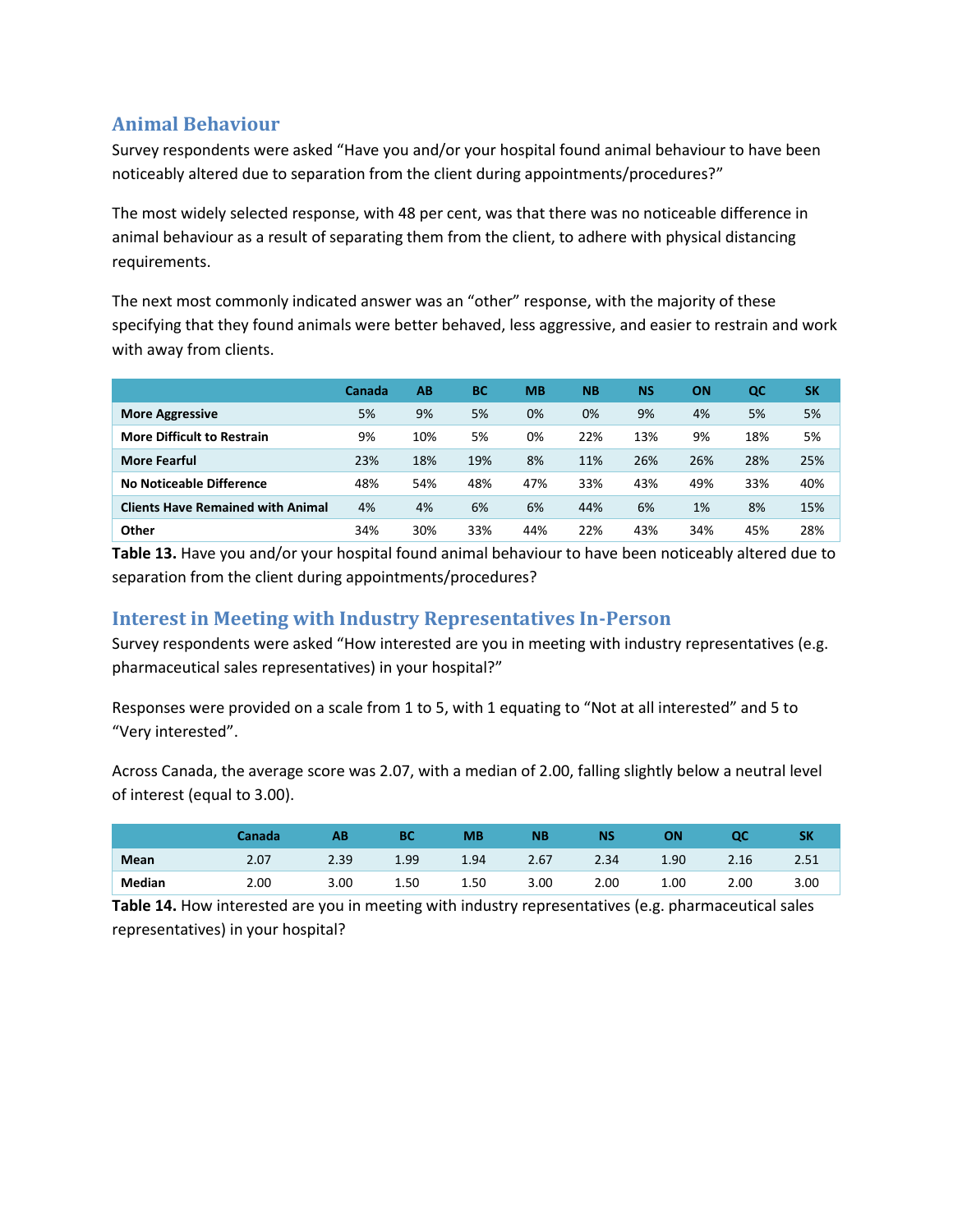## Animal Behaviour

Survey respondents were asked "Have you and/or your hospital found animal behaviour to have been noticeably altered due to separation from the client during appointments/procedures?"

The most widely selected response, with 48 per cent, was that there was no noticeable difference in animal behaviour as a result of separating them from the client, to adhere with physical distancing requirements.

The next most commonly indicated answer was an "other" response, with the majority of these specifying that they found animals were better behaved, less aggressive, and easier to restrain and work with away from clients.

| | Canada | AB | BC | MB | NB | NS | ON | QC | SK |
|---|---|---|---|---|---|---|---|---|---|
| **More Aggressive** | 5% | 9% | 5% | 0% | 0% | 9% | 4% | 5% | 5% |
| **More Difficult to Restrain** | 9% | 10% | 5% | 0% | 22% | 13% | 9% | 18% | 5% |
| **More Fearful** | 23% | 18% | 19% | 8% | 11% | 26% | 26% | 28% | 25% |
| **No Noticeable Difference** | 48% | 54% | 48% | 47% | 33% | 43% | 49% | 33% | 40% |
| **Clients Have Remained with Animal** | 4% | 4% | 6% | 6% | 44% | 6% | 1% | 8% | 15% |
| **Other** | 34% | 30% | 33% | 44% | 22% | 43% | 34% | 45% | 28% |

**Table 13.** Have you and/or your hospital found animal behaviour to have been noticeably altered due to separation from the client during appointments/procedures?

## Interest in Meeting with Industry Representatives In-Person

Survey respondents were asked "How interested are you in meeting with industry representatives (e.g. pharmaceutical sales representatives) in your hospital?"

Responses were provided on a scale from 1 to 5, with 1 equating to "Not at all interested" and 5 to "Very interested".

Across Canada, the average score was 2.07, with a median of 2.00, falling slightly below a neutral level of interest (equal to 3.00).

| | Canada | AB | BC | MB | NB | NS | ON | QC | SK |
|---|---|---|---|---|---|---|---|---|---|
| **Mean** | 2.07 | 2.39 | 1.99 | 1.94 | 2.67 | 2.34 | 1.90 | 2.16 | 2.51 |
| **Median** | 2.00 | 3.00 | 1.50 | 1.50 | 3.00 | 2.00 | 1.00 | 2.00 | 3.00 |

**Table 14.** How interested are you in meeting with industry representatives (e.g. pharmaceutical sales representatives) in your hospital?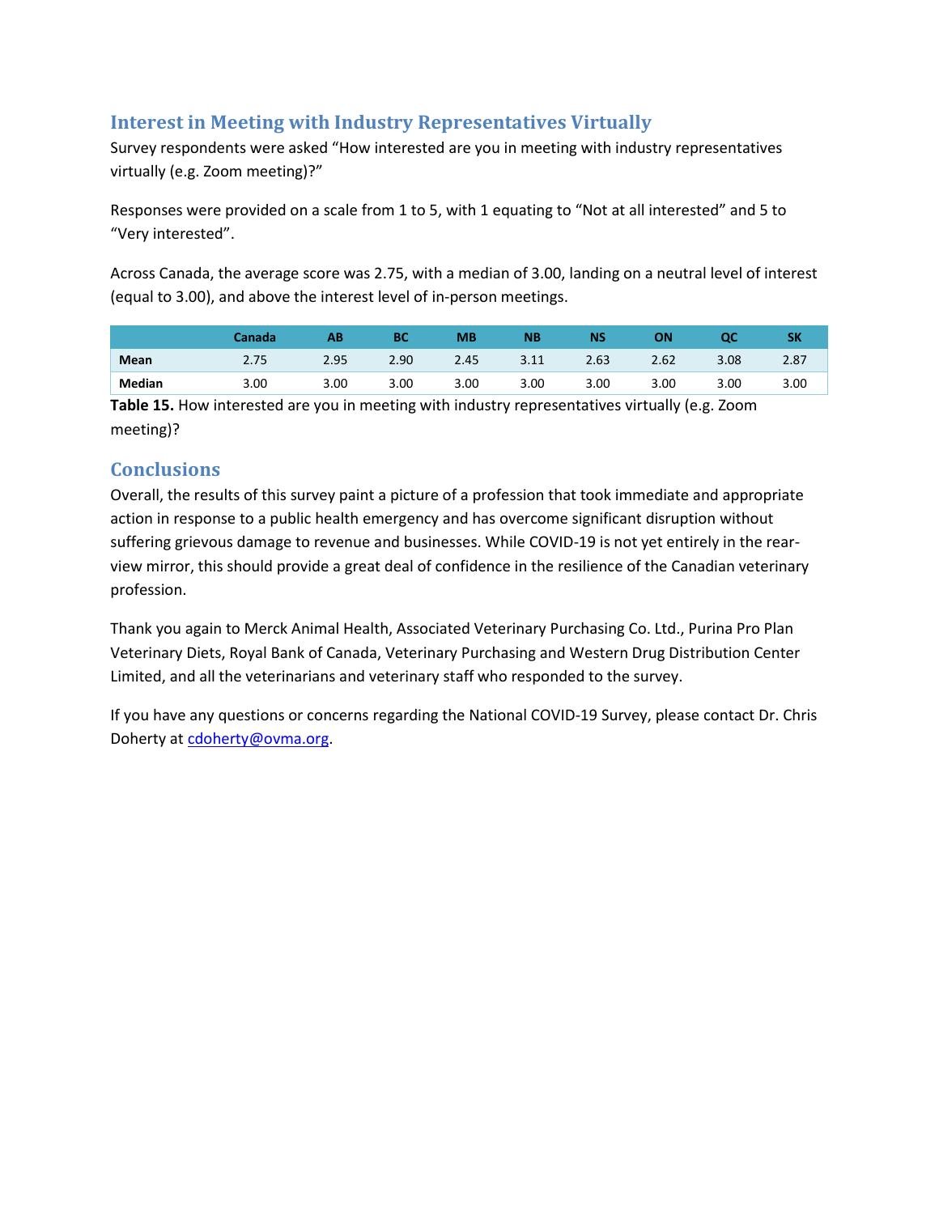## Interest in Meeting with Industry Representatives Virtually

Survey respondents were asked "How interested are you in meeting with industry representatives virtually (e.g. Zoom meeting)?"

Responses were provided on a scale from 1 to 5, with 1 equating to "Not at all interested" and 5 to "Very interested".

Across Canada, the average score was 2.75, with a median of 3.00, landing on a neutral level of interest (equal to 3.00), and above the interest level of in-person meetings.

| | Canada | AB | BC | MB | NB | NS | ON | QC | SK |
|---|---|---|---|---|---|---|---|---|---|
| **Mean** | 2.75 | 2.95 | 2.90 | 2.45 | 3.11 | 2.63 | 2.62 | 3.08 | 2.87 |
| **Median** | 3.00 | 3.00 | 3.00 | 3.00 | 3.00 | 3.00 | 3.00 | 3.00 | 3.00 |

**Table 15.** How interested are you in meeting with industry representatives virtually (e.g. Zoom meeting)?

## Conclusions

Overall, the results of this survey paint a picture of a profession that took immediate and appropriate action in response to a public health emergency and has overcome significant disruption without suffering grievous damage to revenue and businesses. While COVID-19 is not yet entirely in the rear-view mirror, this should provide a great deal of confidence in the resilience of the Canadian veterinary profession.

Thank you again to Merck Animal Health, Associated Veterinary Purchasing Co. Ltd., Purina Pro Plan Veterinary Diets, Royal Bank of Canada, Veterinary Purchasing and Western Drug Distribution Center Limited, and all the veterinarians and veterinary staff who responded to the survey.

If you have any questions or concerns regarding the National COVID-19 Survey, please contact Dr. Chris Doherty at cdoherty@ovma.org.